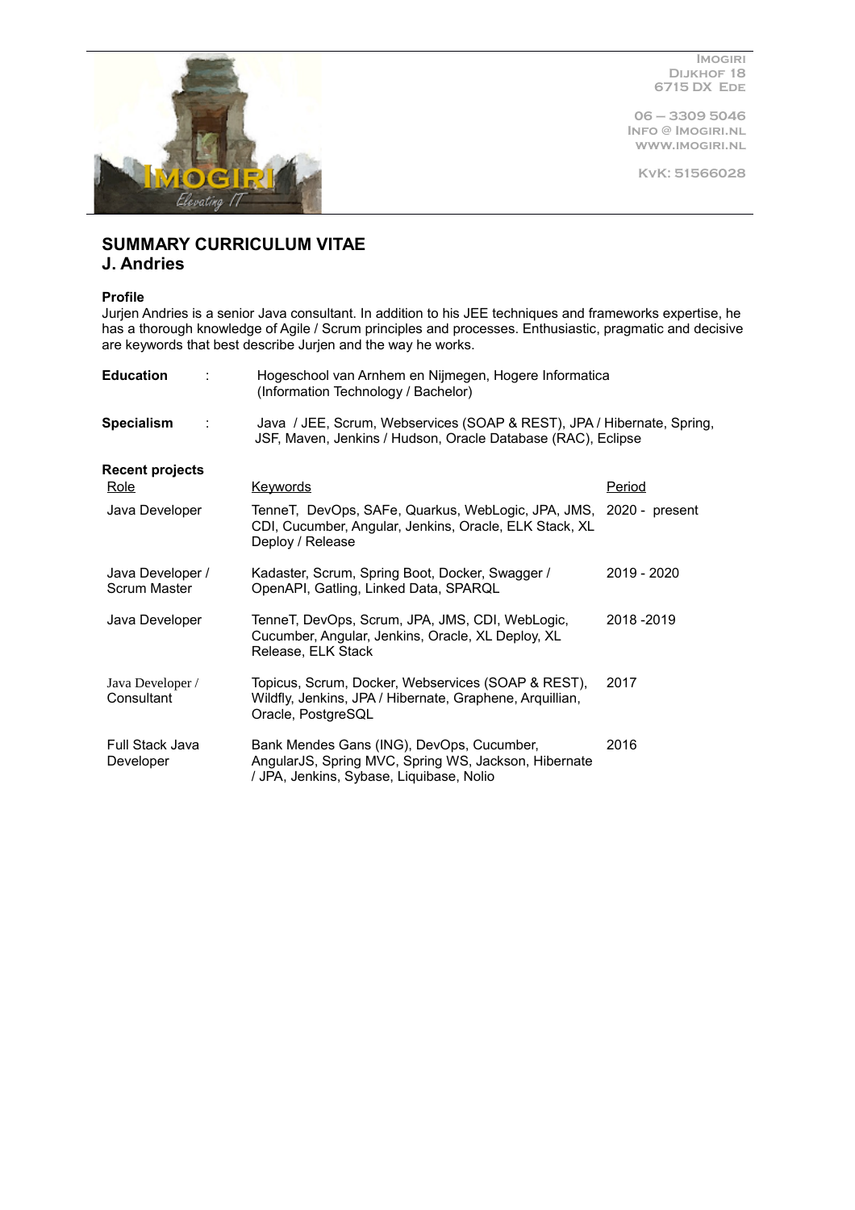Imogiri
Dijkhof 18
6715 DX Ede

06 – 3309 5046
Info @ Imogiri.nl
www.imogiri.nl

KvK: 51566028

## SUMMARY CURRICULUM VITAE
## J. Andries

**Profile**
Jurjen Andries is a senior Java consultant. In addition to his JEE techniques and frameworks expertise, he has a thorough knowledge of Agile / Scrum principles and processes. Enthusiastic, pragmatic and decisive are keywords that best describe Jurjen and the way he works.

| | | |
|---|---|---|
| **Education** | : | Hogeschool van Arnhem en Nijmegen, Hogere Informatica (Information Technology / Bachelor) |
| **Specialism** | : | Java / JEE, Scrum, Webservices (SOAP & REST), JPA / Hibernate, Spring, JSF, Maven, Jenkins / Hudson, Oracle Database (RAC), Eclipse |

**Recent projects**

| Role | Keywords | Period |
|---|---|---|
| Java Developer | TenneT, DevOps, SAFe, Quarkus, WebLogic, JPA, JMS, CDI, Cucumber, Angular, Jenkins, Oracle, ELK Stack, XL Deploy / Release | 2020 - present |
| Java Developer / Scrum Master | Kadaster, Scrum, Spring Boot, Docker, Swagger / OpenAPI, Gatling, Linked Data, SPARQL | 2019 - 2020 |
| Java Developer | TenneT, DevOps, Scrum, JPA, JMS, CDI, WebLogic, Cucumber, Angular, Jenkins, Oracle, XL Deploy, XL Release, ELK Stack | 2018 -2019 |
| Java Developer / Consultant | Topicus, Scrum, Docker, Webservices (SOAP & REST), Wildfly, Jenkins, JPA / Hibernate, Graphene, Arquillian, Oracle, PostgreSQL | 2017 |
| Full Stack Java Developer | Bank Mendes Gans (ING), DevOps, Cucumber, AngularJS, Spring MVC, Spring WS, Jackson, Hibernate / JPA, Jenkins, Sybase, Liquibase, Nolio | 2016 |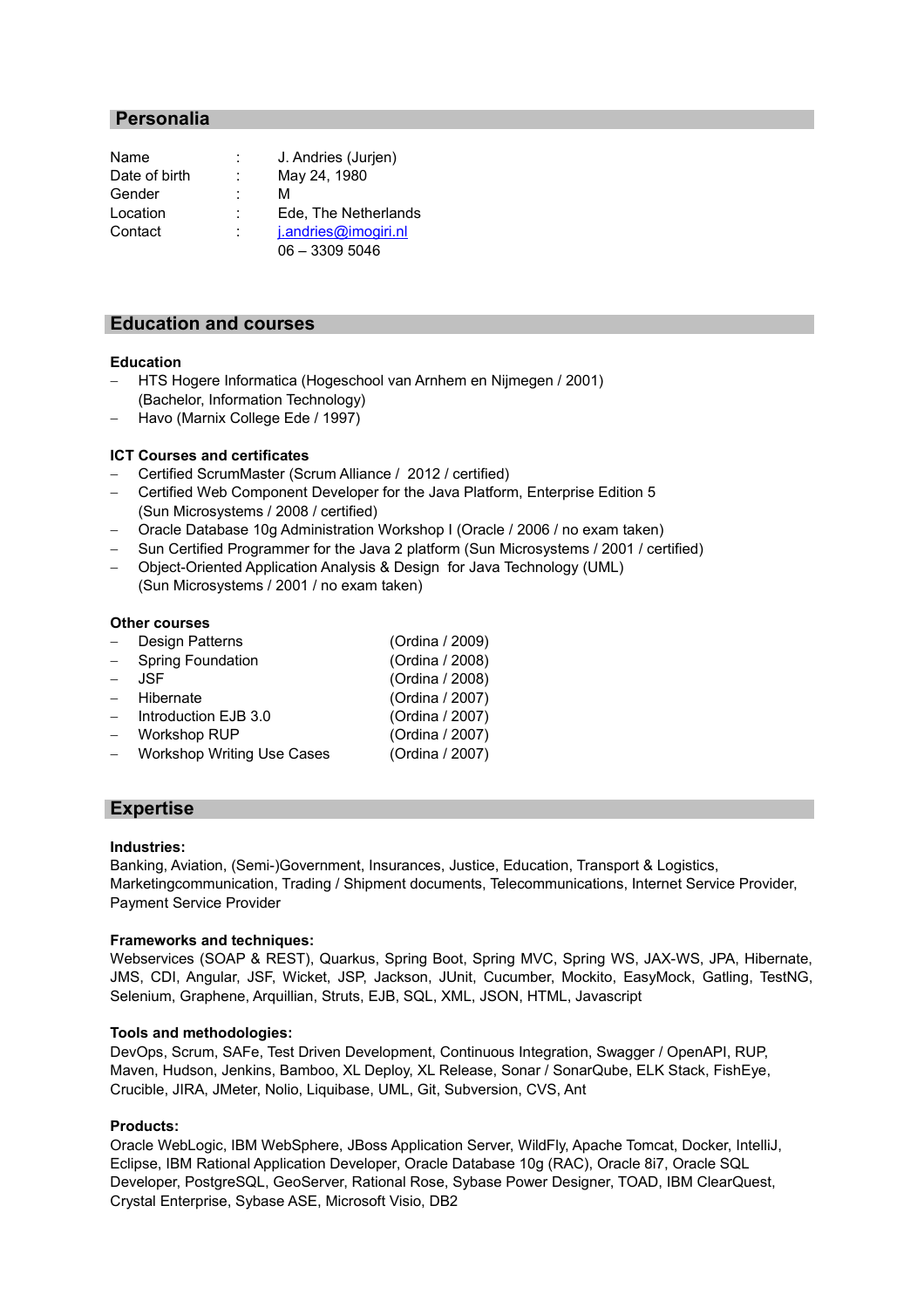## Personalia

| | | |
|---|---|---|
| Name | : | J. Andries (Jurjen) |
| Date of birth | : | May 24, 1980 |
| Gender | : | M |
| Location | : | Ede, The Netherlands |
| Contact | : | j.andries@imogiri.nl<br>06 – 3309 5046 |

## Education and courses

### Education

- HTS Hogere Informatica (Hogeschool van Arnhem en Nijmegen / 2001) (Bachelor, Information Technology)
- Havo (Marnix College Ede / 1997)

### ICT Courses and certificates

- Certified ScrumMaster (Scrum Alliance / 2012 / certified)
- Certified Web Component Developer for the Java Platform, Enterprise Edition 5 (Sun Microsystems / 2008 / certified)
- Oracle Database 10g Administration Workshop I (Oracle / 2006 / no exam taken)
- Sun Certified Programmer for the Java 2 platform (Sun Microsystems / 2001 / certified)
- Object-Oriented Application Analysis & Design for Java Technology (UML) (Sun Microsystems / 2001 / no exam taken)

### Other courses

- Design Patterns (Ordina / 2009)
- Spring Foundation (Ordina / 2008)
- JSF (Ordina / 2008)
- Hibernate (Ordina / 2007)
- Introduction EJB 3.0 (Ordina / 2007)
- Workshop RUP (Ordina / 2007)
- Workshop Writing Use Cases (Ordina / 2007)

## Expertise

**Industries:**
Banking, Aviation, (Semi-)Government, Insurances, Justice, Education, Transport & Logistics, Marketingcommunication, Trading / Shipment documents, Telecommunications, Internet Service Provider, Payment Service Provider

**Frameworks and techniques:**
Webservices (SOAP & REST), Quarkus, Spring Boot, Spring MVC, Spring WS, JAX-WS, JPA, Hibernate, JMS, CDI, Angular, JSF, Wicket, JSP, Jackson, JUnit, Cucumber, Mockito, EasyMock, Gatling, TestNG, Selenium, Graphene, Arquillian, Struts, EJB, SQL, XML, JSON, HTML, Javascript

**Tools and methodologies:**
DevOps, Scrum, SAFe, Test Driven Development, Continuous Integration, Swagger / OpenAPI, RUP, Maven, Hudson, Jenkins, Bamboo, XL Deploy, XL Release, Sonar / SonarQube, ELK Stack, FishEye, Crucible, JIRA, JMeter, Nolio, Liquibase, UML, Git, Subversion, CVS, Ant

**Products:**
Oracle WebLogic, IBM WebSphere, JBoss Application Server, WildFly, Apache Tomcat, Docker, IntelliJ, Eclipse, IBM Rational Application Developer, Oracle Database 10g (RAC), Oracle 8i7, Oracle SQL Developer, PostgreSQL, GeoServer, Rational Rose, Sybase Power Designer, TOAD, IBM ClearQuest, Crystal Enterprise, Sybase ASE, Microsoft Visio, DB2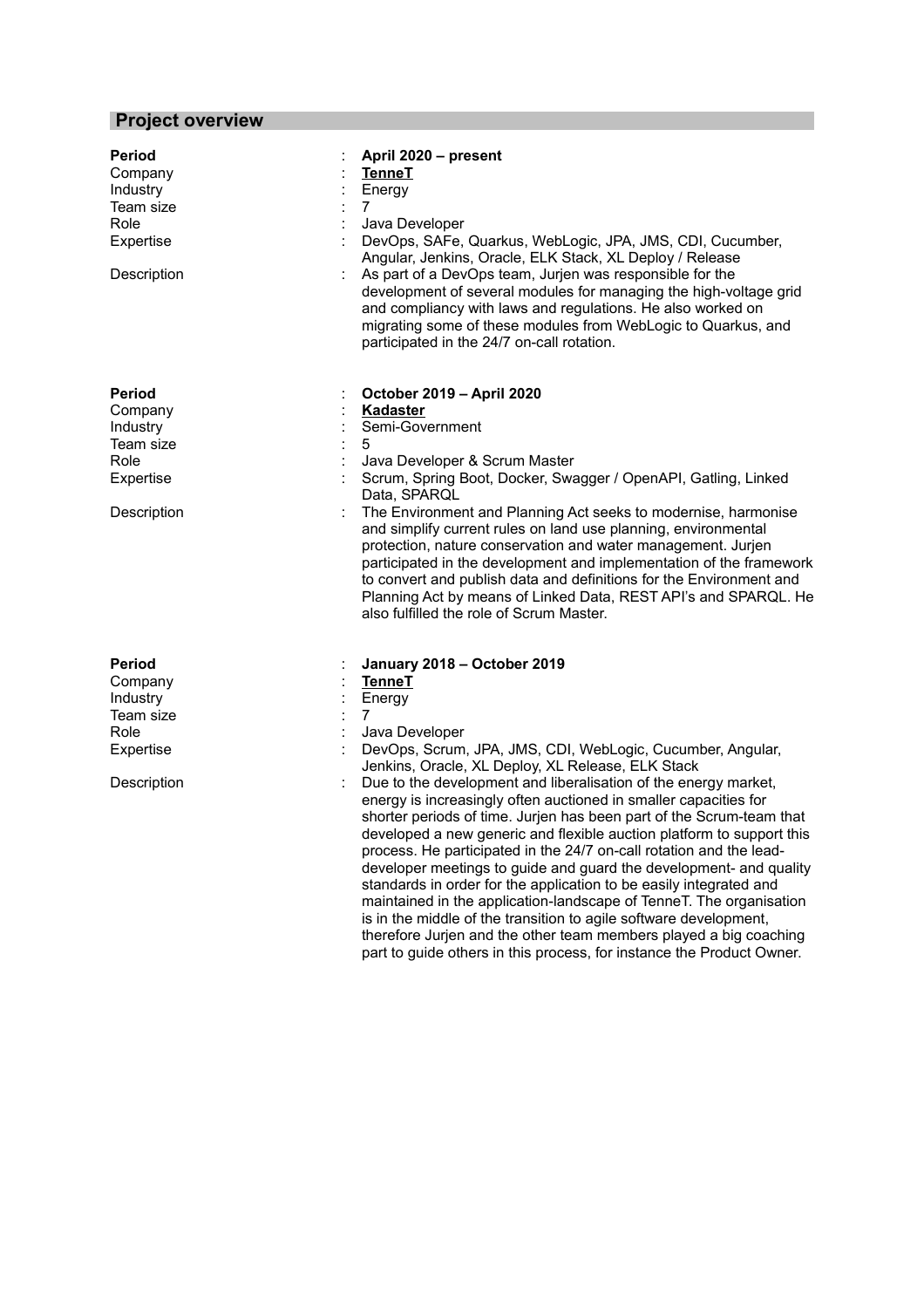## Project overview

| | | |
|---|---|---|
| **Period** | : | **April 2020 – present** |
| Company | : | **TenneT** |
| Industry | : | Energy |
| Team size | : | 7 |
| Role | : | Java Developer |
| Expertise | : | DevOps, SAFe, Quarkus, WebLogic, JPA, JMS, CDI, Cucumber, Angular, Jenkins, Oracle, ELK Stack, XL Deploy / Release |
| Description | : | As part of a DevOps team, Jurjen was responsible for the development of several modules for managing the high-voltage grid and compliancy with laws and regulations. He also worked on migrating some of these modules from WebLogic to Quarkus, and participated in the 24/7 on-call rotation. |

| | | |
|---|---|---|
| **Period** | : | **October 2019 – April 2020** |
| Company | : | **Kadaster** |
| Industry | : | Semi-Government |
| Team size | : | 5 |
| Role | : | Java Developer & Scrum Master |
| Expertise | : | Scrum, Spring Boot, Docker, Swagger / OpenAPI, Gatling, Linked Data, SPARQL |
| Description | : | The Environment and Planning Act seeks to modernise, harmonise and simplify current rules on land use planning, environmental protection, nature conservation and water management. Jurjen participated in the development and implementation of the framework to convert and publish data and definitions for the Environment and Planning Act by means of Linked Data, REST API's and SPARQL. He also fulfilled the role of Scrum Master. |

| | | |
|---|---|---|
| **Period** | : | **January 2018 – October 2019** |
| Company | : | **TenneT** |
| Industry | : | Energy |
| Team size | : | 7 |
| Role | : | Java Developer |
| Expertise | : | DevOps, Scrum, JPA, JMS, CDI, WebLogic, Cucumber, Angular, Jenkins, Oracle, XL Deploy, XL Release, ELK Stack |
| Description | : | Due to the development and liberalisation of the energy market, energy is increasingly often auctioned in smaller capacities for shorter periods of time. Jurjen has been part of the Scrum-team that developed a new generic and flexible auction platform to support this process. He participated in the 24/7 on-call rotation and the lead-developer meetings to guide and guard the development- and quality standards in order for the application to be easily integrated and maintained in the application-landscape of TenneT. The organisation is in the middle of the transition to agile software development, therefore Jurjen and the other team members played a big coaching part to guide others in this process, for instance the Product Owner. |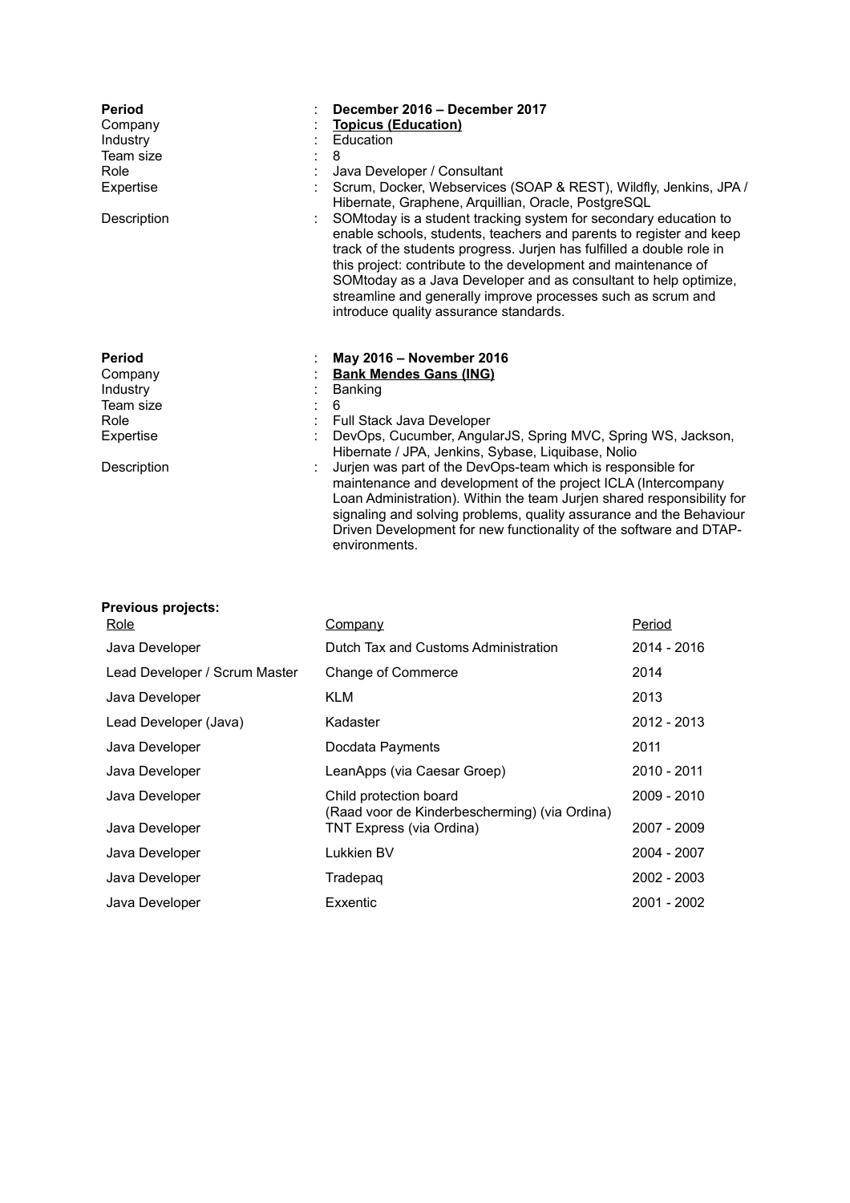| | | |
|---|---|---|
| **Period** | : | **December 2016 – December 2017** |
| Company | : | **Topicus (Education)** |
| Industry | : | Education |
| Team size | : | 8 |
| Role | : | Java Developer / Consultant |
| Expertise | : | Scrum, Docker, Webservices (SOAP & REST), Wildfly, Jenkins, JPA / Hibernate, Graphene, Arquillian, Oracle, PostgreSQL |
| Description | : | SOMtoday is a student tracking system for secondary education to enable schools, students, teachers and parents to register and keep track of the students progress. Jurjen has fulfilled a double role in this project: contribute to the development and maintenance of SOMtoday as a Java Developer and as consultant to help optimize, streamline and generally improve processes such as scrum and introduce quality assurance standards. |

| | | |
|---|---|---|
| **Period** | : | **May 2016 – November 2016** |
| Company | : | **Bank Mendes Gans (ING)** |
| Industry | : | Banking |
| Team size | : | 6 |
| Role | : | Full Stack Java Developer |
| Expertise | : | DevOps, Cucumber, AngularJS, Spring MVC, Spring WS, Jackson, Hibernate / JPA, Jenkins, Sybase, Liquibase, Nolio |
| Description | : | Jurjen was part of the DevOps-team which is responsible for maintenance and development of the project ICLA (Intercompany Loan Administration). Within the team Jurjen shared responsibility for signaling and solving problems, quality assurance and the Behaviour Driven Development for new functionality of the software and DTAP-environments. |

**Previous projects:**

| Role | Company | Period |
|---|---|---|
| Java Developer | Dutch Tax and Customs Administration | 2014 - 2016 |
| Lead Developer / Scrum Master | Change of Commerce | 2014 |
| Java Developer | KLM | 2013 |
| Lead Developer (Java) | Kadaster | 2012 - 2013 |
| Java Developer | Docdata Payments | 2011 |
| Java Developer | LeanApps (via Caesar Groep) | 2010 - 2011 |
| Java Developer | Child protection board (Raad voor de Kinderbescherming) (via Ordina) | 2009 - 2010 |
| Java Developer | TNT Express (via Ordina) | 2007 - 2009 |
| Java Developer | Lukkien BV | 2004 - 2007 |
| Java Developer | Tradepaq | 2002 - 2003 |
| Java Developer | Exxentic | 2001 - 2002 |